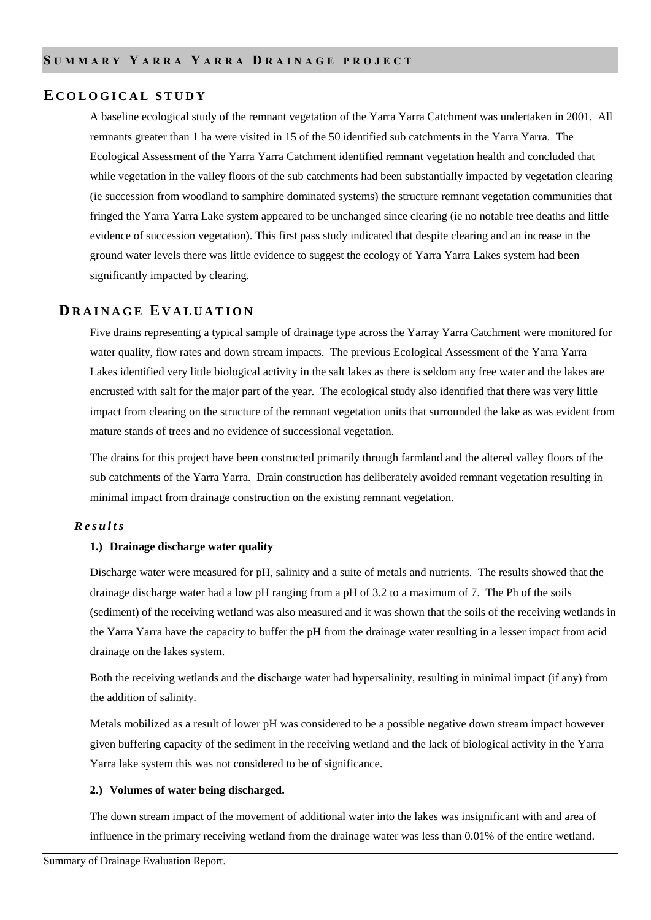# Summary Yarra Yarra Drainage project

## Ecological study

A baseline ecological study of the remnant vegetation of the Yarra Yarra Catchment was undertaken in 2001. All remnants greater than 1 ha were visited in 15 of the 50 identified sub catchments in the Yarra Yarra. The Ecological Assessment of the Yarra Yarra Catchment identified remnant vegetation health and concluded that while vegetation in the valley floors of the sub catchments had been substantially impacted by vegetation clearing (ie succession from woodland to samphire dominated systems) the structure remnant vegetation communities that fringed the Yarra Yarra Lake system appeared to be unchanged since clearing (ie no notable tree deaths and little evidence of succession vegetation). This first pass study indicated that despite clearing and an increase in the ground water levels there was little evidence to suggest the ecology of Yarra Yarra Lakes system had been significantly impacted by clearing.

## Drainage Evaluation

Five drains representing a typical sample of drainage type across the Yarray Yarra Catchment were monitored for water quality, flow rates and down stream impacts. The previous Ecological Assessment of the Yarra Yarra Lakes identified very little biological activity in the salt lakes as there is seldom any free water and the lakes are encrusted with salt for the major part of the year. The ecological study also identified that there was very little impact from clearing on the structure of the remnant vegetation units that surrounded the lake as was evident from mature stands of trees and no evidence of successional vegetation.

The drains for this project have been constructed primarily through farmland and the altered valley floors of the sub catchments of the Yarra Yarra. Drain construction has deliberately avoided remnant vegetation resulting in minimal impact from drainage construction on the existing remnant vegetation.

### *Results*

**1.) Drainage discharge water quality**

Discharge water were measured for pH, salinity and a suite of metals and nutrients. The results showed that the drainage discharge water had a low pH ranging from a pH of 3.2 to a maximum of 7. The Ph of the soils (sediment) of the receiving wetland was also measured and it was shown that the soils of the receiving wetlands in the Yarra Yarra have the capacity to buffer the pH from the drainage water resulting in a lesser impact from acid drainage on the lakes system.

Both the receiving wetlands and the discharge water had hypersalinity, resulting in minimal impact (if any) from the addition of salinity.

Metals mobilized as a result of lower pH was considered to be a possible negative down stream impact however given buffering capacity of the sediment in the receiving wetland and the lack of biological activity in the Yarra Yarra lake system this was not considered to be of significance.

**2.) Volumes of water being discharged.**

The down stream impact of the movement of additional water into the lakes was insignificant with and area of influence in the primary receiving wetland from the drainage water was less than 0.01% of the entire wetland.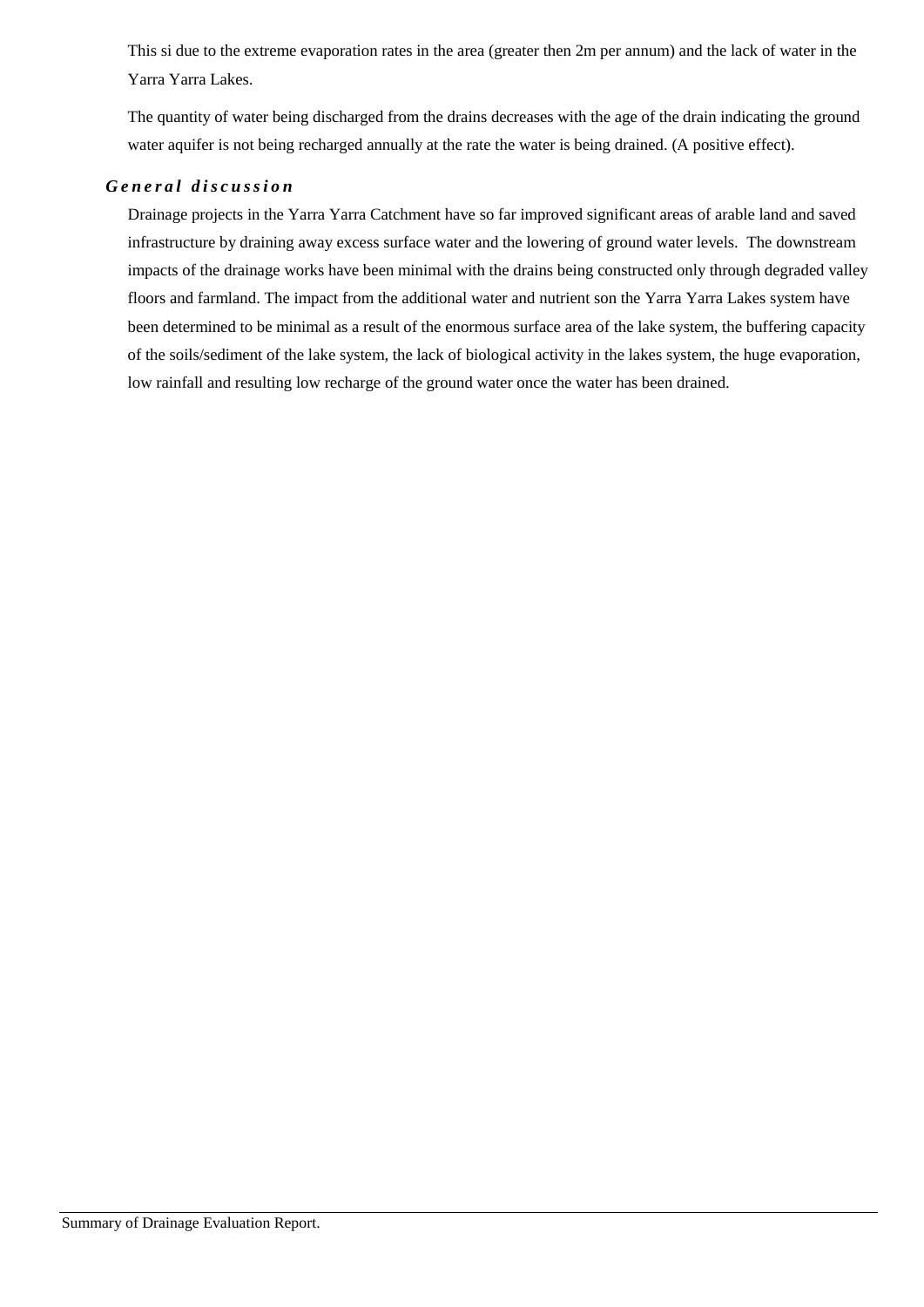This si due to the extreme evaporation rates in the area (greater then 2m per annum) and the lack of water in the Yarra Yarra Lakes.

The quantity of water being discharged from the drains decreases with the age of the drain indicating the ground water aquifer is not being recharged annually at the rate the water is being drained. (A positive effect).

### ***General discussion***

Drainage projects in the Yarra Yarra Catchment have so far improved significant areas of arable land and saved infrastructure by draining away excess surface water and the lowering of ground water levels. The downstream impacts of the drainage works have been minimal with the drains being constructed only through degraded valley floors and farmland. The impact from the additional water and nutrient son the Yarra Yarra Lakes system have been determined to be minimal as a result of the enormous surface area of the lake system, the buffering capacity of the soils/sediment of the lake system, the lack of biological activity in the lakes system, the huge evaporation, low rainfall and resulting low recharge of the ground water once the water has been drained.